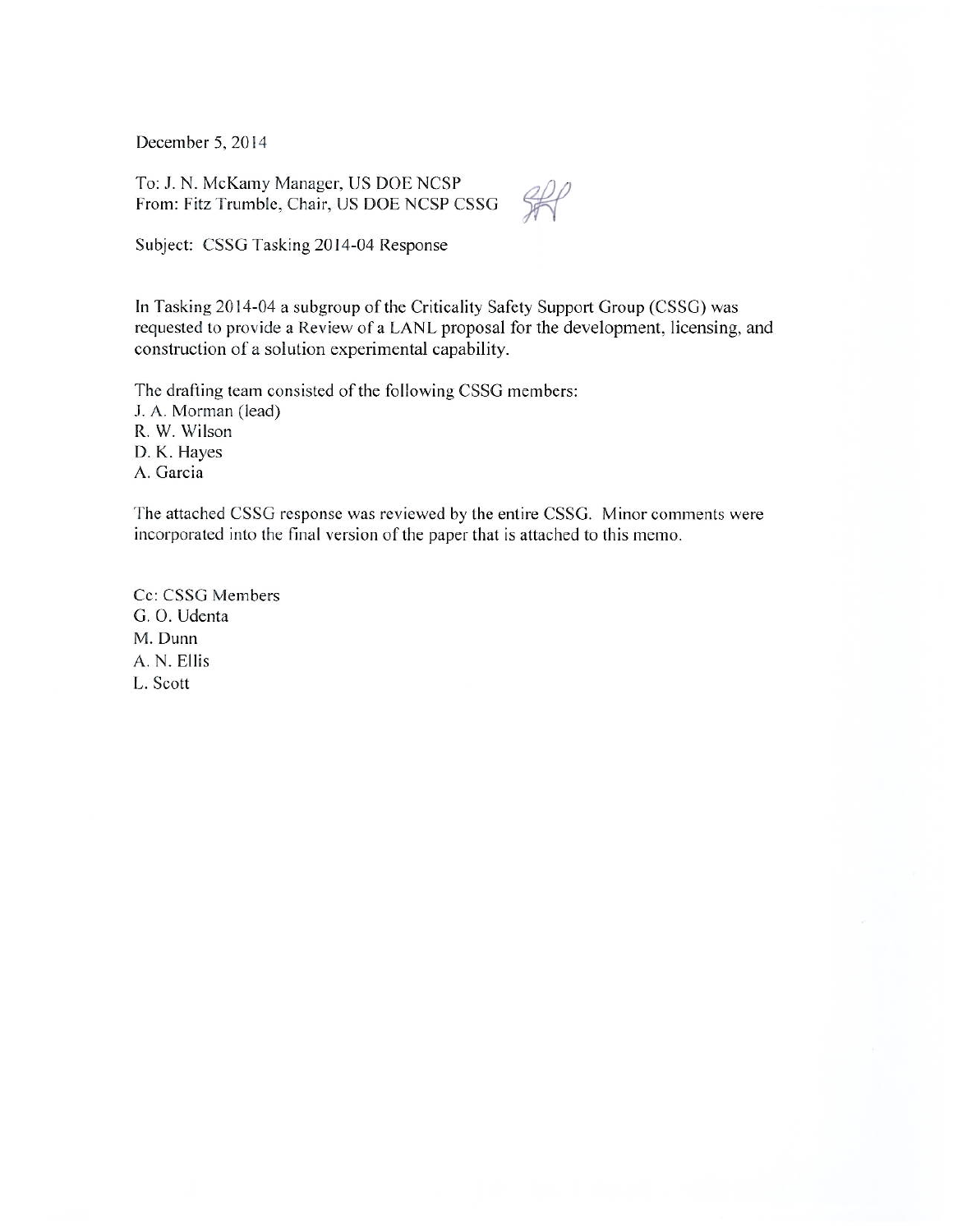December 5, 2014

To: J. N. McKamy Manager, US DOE NCSP
From: Fitz Trumble, Chair, US DOE NCSP CSSG

Subject: CSSG Tasking 2014-04 Response

In Tasking 2014-04 a subgroup of the Criticality Safety Support Group (CSSG) was requested to provide a Review of a LANL proposal for the development, licensing, and construction of a solution experimental capability.

The drafting team consisted of the following CSSG members:
J. A. Morman (lead)
R. W. Wilson
D. K. Hayes
A. Garcia

The attached CSSG response was reviewed by the entire CSSG. Minor comments were incorporated into the final version of the paper that is attached to this memo.

Cc: CSSG Members
G. O. Udenta
M. Dunn
A. N. Ellis
L. Scott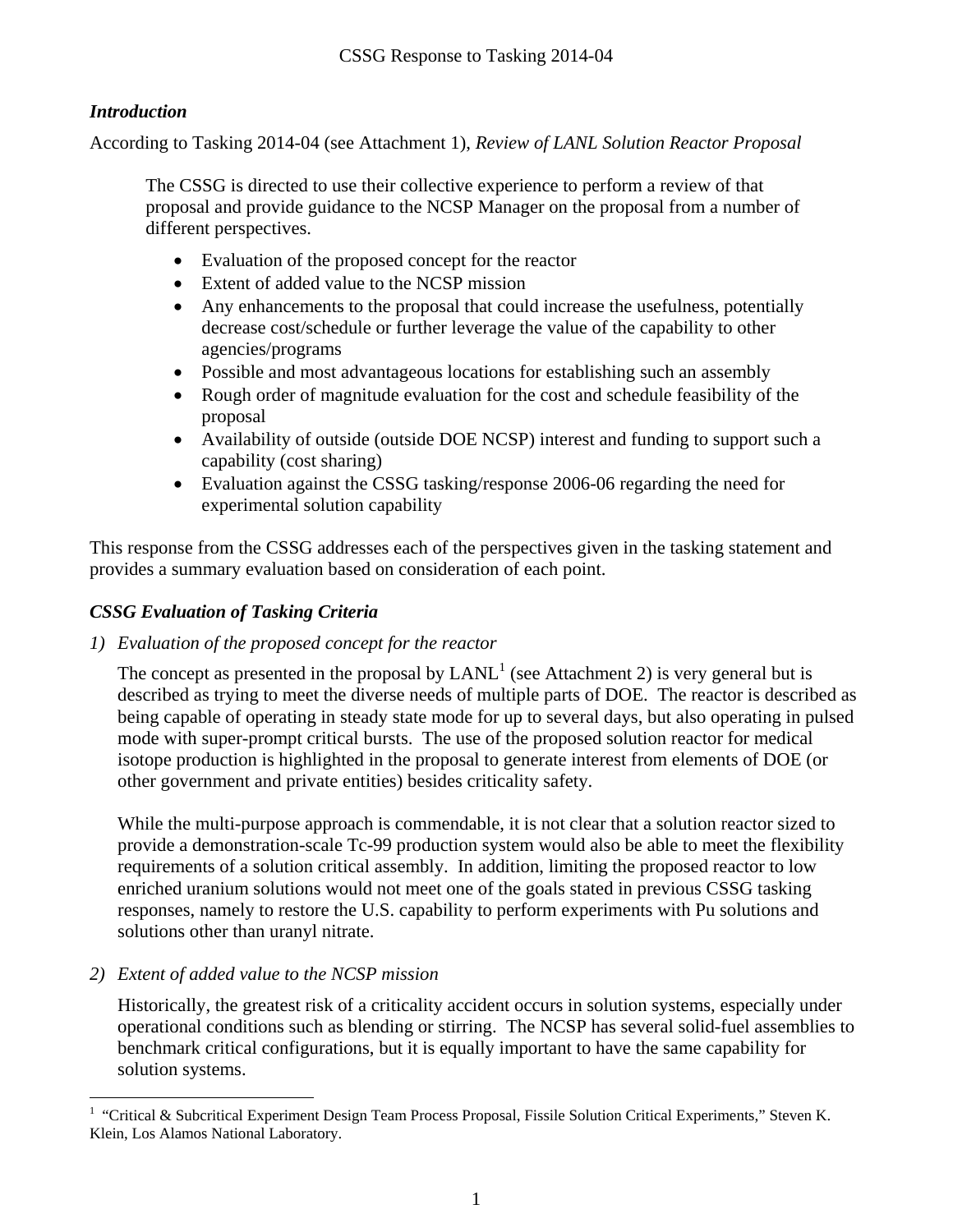## *Introduction*

According to Tasking 2014-04 (see Attachment 1), *Review of LANL Solution Reactor Proposal*

> The CSSG is directed to use their collective experience to perform a review of that proposal and provide guidance to the NCSP Manager on the proposal from a number of different perspectives.
>
> - Evaluation of the proposed concept for the reactor
> - Extent of added value to the NCSP mission
> - Any enhancements to the proposal that could increase the usefulness, potentially decrease cost/schedule or further leverage the value of the capability to other agencies/programs
> - Possible and most advantageous locations for establishing such an assembly
> - Rough order of magnitude evaluation for the cost and schedule feasibility of the proposal
> - Availability of outside (outside DOE NCSP) interest and funding to support such a capability (cost sharing)
> - Evaluation against the CSSG tasking/response 2006-06 regarding the need for experimental solution capability

This response from the CSSG addresses each of the perspectives given in the tasking statement and provides a summary evaluation based on consideration of each point.

## *CSSG Evaluation of Tasking Criteria*

1) *Evaluation of the proposed concept for the reactor*

   The concept as presented in the proposal by LANL[1] (see Attachment 2) is very general but is described as trying to meet the diverse needs of multiple parts of DOE. The reactor is described as being capable of operating in steady state mode for up to several days, but also operating in pulsed mode with super-prompt critical bursts. The use of the proposed solution reactor for medical isotope production is highlighted in the proposal to generate interest from elements of DOE (or other government and private entities) besides criticality safety.

   While the multi-purpose approach is commendable, it is not clear that a solution reactor sized to provide a demonstration-scale Tc-99 production system would also be able to meet the flexibility requirements of a solution critical assembly. In addition, limiting the proposed reactor to low enriched uranium solutions would not meet one of the goals stated in previous CSSG tasking responses, namely to restore the U.S. capability to perform experiments with Pu solutions and solutions other than uranyl nitrate.

2) *Extent of added value to the NCSP mission*

   Historically, the greatest risk of a criticality accident occurs in solution systems, especially under operational conditions such as blending or stirring. The NCSP has several solid-fuel assemblies to benchmark critical configurations, but it is equally important to have the same capability for solution systems.

---

[1] "Critical & Subcritical Experiment Design Team Process Proposal, Fissile Solution Critical Experiments," Steven K. Klein, Los Alamos National Laboratory.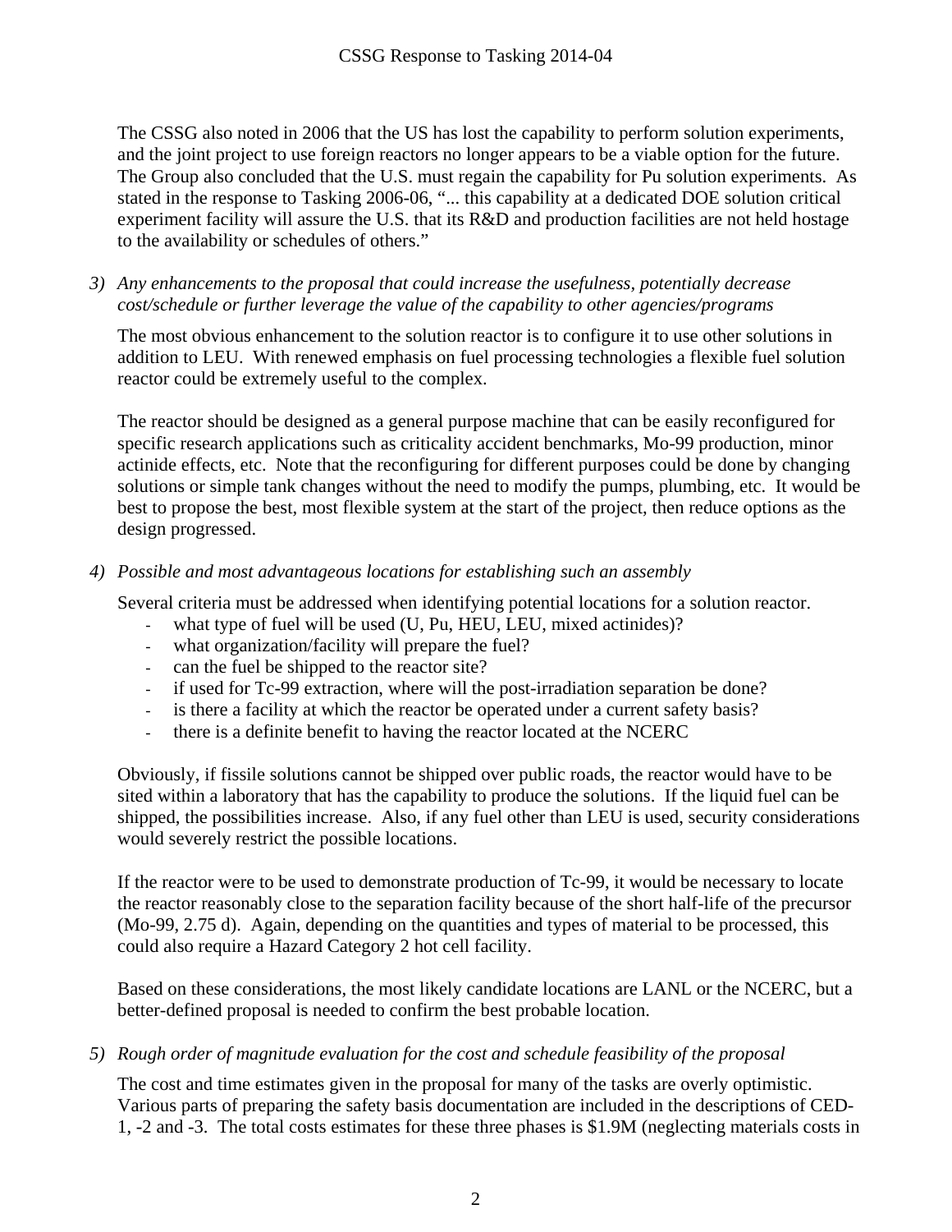The CSSG also noted in 2006 that the US has lost the capability to perform solution experiments, and the joint project to use foreign reactors no longer appears to be a viable option for the future. The Group also concluded that the U.S. must regain the capability for Pu solution experiments. As stated in the response to Tasking 2006-06, "... this capability at a dedicated DOE solution critical experiment facility will assure the U.S. that its R&D and production facilities are not held hostage to the availability or schedules of others."

3) *Any enhancements to the proposal that could increase the usefulness, potentially decrease cost/schedule or further leverage the value of the capability to other agencies/programs*

The most obvious enhancement to the solution reactor is to configure it to use other solutions in addition to LEU. With renewed emphasis on fuel processing technologies a flexible fuel solution reactor could be extremely useful to the complex.

The reactor should be designed as a general purpose machine that can be easily reconfigured for specific research applications such as criticality accident benchmarks, Mo-99 production, minor actinide effects, etc. Note that the reconfiguring for different purposes could be done by changing solutions or simple tank changes without the need to modify the pumps, plumbing, etc. It would be best to propose the best, most flexible system at the start of the project, then reduce options as the design progressed.

4) *Possible and most advantageous locations for establishing such an assembly*

Several criteria must be addressed when identifying potential locations for a solution reactor.

- what type of fuel will be used (U, Pu, HEU, LEU, mixed actinides)?
- what organization/facility will prepare the fuel?
- can the fuel be shipped to the reactor site?
- if used for Tc-99 extraction, where will the post-irradiation separation be done?
- is there a facility at which the reactor be operated under a current safety basis?
- there is a definite benefit to having the reactor located at the NCERC

Obviously, if fissile solutions cannot be shipped over public roads, the reactor would have to be sited within a laboratory that has the capability to produce the solutions. If the liquid fuel can be shipped, the possibilities increase. Also, if any fuel other than LEU is used, security considerations would severely restrict the possible locations.

If the reactor were to be used to demonstrate production of Tc-99, it would be necessary to locate the reactor reasonably close to the separation facility because of the short half-life of the precursor (Mo-99, 2.75 d). Again, depending on the quantities and types of material to be processed, this could also require a Hazard Category 2 hot cell facility.

Based on these considerations, the most likely candidate locations are LANL or the NCERC, but a better-defined proposal is needed to confirm the best probable location.

5) *Rough order of magnitude evaluation for the cost and schedule feasibility of the proposal*

The cost and time estimates given in the proposal for many of the tasks are overly optimistic. Various parts of preparing the safety basis documentation are included in the descriptions of CED-1, -2 and -3. The total costs estimates for these three phases is $1.9M (neglecting materials costs in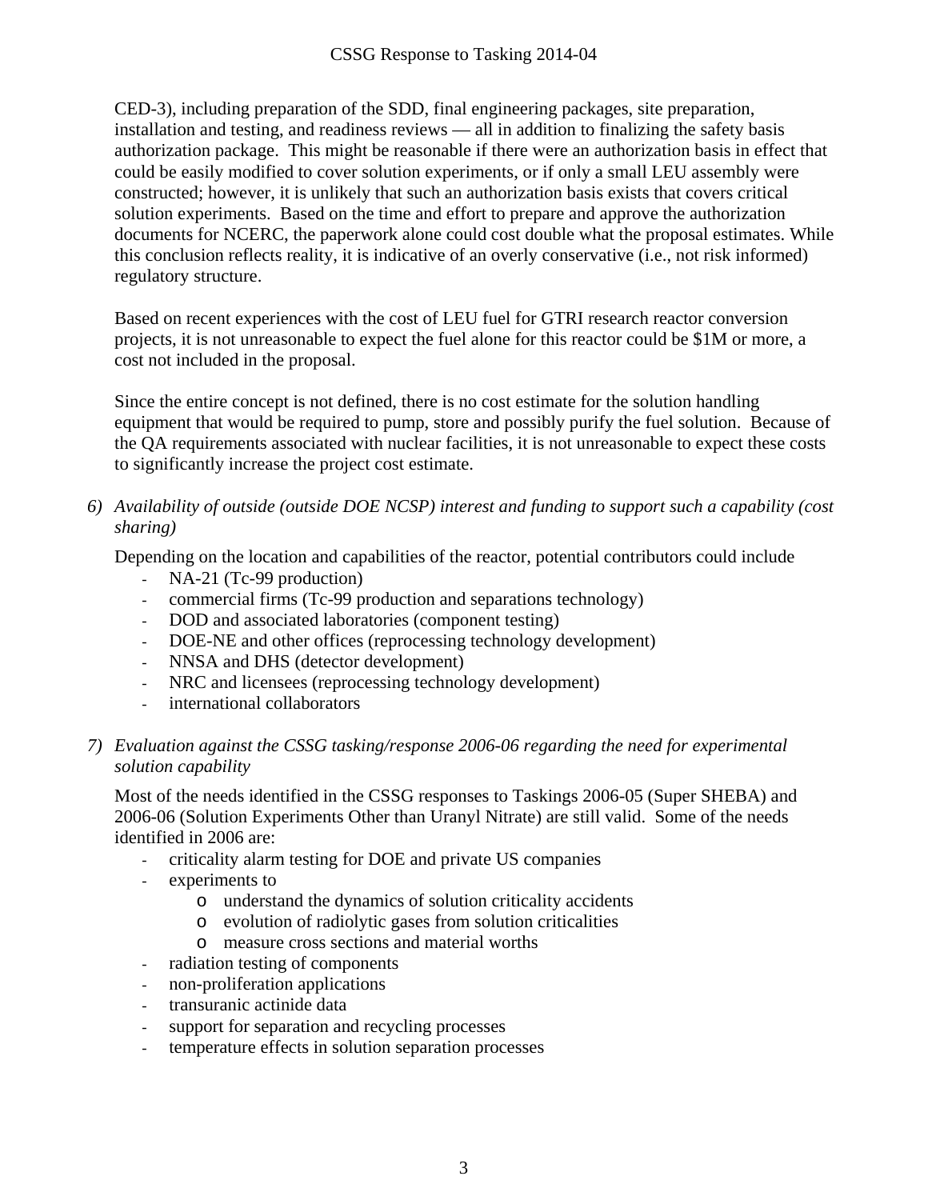CED-3), including preparation of the SDD, final engineering packages, site preparation, installation and testing, and readiness reviews — all in addition to finalizing the safety basis authorization package. This might be reasonable if there were an authorization basis in effect that could be easily modified to cover solution experiments, or if only a small LEU assembly were constructed; however, it is unlikely that such an authorization basis exists that covers critical solution experiments. Based on the time and effort to prepare and approve the authorization documents for NCERC, the paperwork alone could cost double what the proposal estimates. While this conclusion reflects reality, it is indicative of an overly conservative (i.e., not risk informed) regulatory structure.

Based on recent experiences with the cost of LEU fuel for GTRI research reactor conversion projects, it is not unreasonable to expect the fuel alone for this reactor could be \$1M or more, a cost not included in the proposal.

Since the entire concept is not defined, there is no cost estimate for the solution handling equipment that would be required to pump, store and possibly purify the fuel solution. Because of the QA requirements associated with nuclear facilities, it is not unreasonable to expect these costs to significantly increase the project cost estimate.

6) *Availability of outside (outside DOE NCSP) interest and funding to support such a capability (cost sharing)*

   Depending on the location and capabilities of the reactor, potential contributors could include
   - NA-21 (Tc-99 production)
   - commercial firms (Tc-99 production and separations technology)
   - DOD and associated laboratories (component testing)
   - DOE-NE and other offices (reprocessing technology development)
   - NNSA and DHS (detector development)
   - NRC and licensees (reprocessing technology development)
   - international collaborators

7) *Evaluation against the CSSG tasking/response 2006-06 regarding the need for experimental solution capability*

   Most of the needs identified in the CSSG responses to Taskings 2006-05 (Super SHEBA) and 2006-06 (Solution Experiments Other than Uranyl Nitrate) are still valid. Some of the needs identified in 2006 are:
   - criticality alarm testing for DOE and private US companies
   - experiments to
     - understand the dynamics of solution criticality accidents
     - evolution of radiolytic gases from solution criticalities
     - measure cross sections and material worths
   - radiation testing of components
   - non-proliferation applications
   - transuranic actinide data
   - support for separation and recycling processes
   - temperature effects in solution separation processes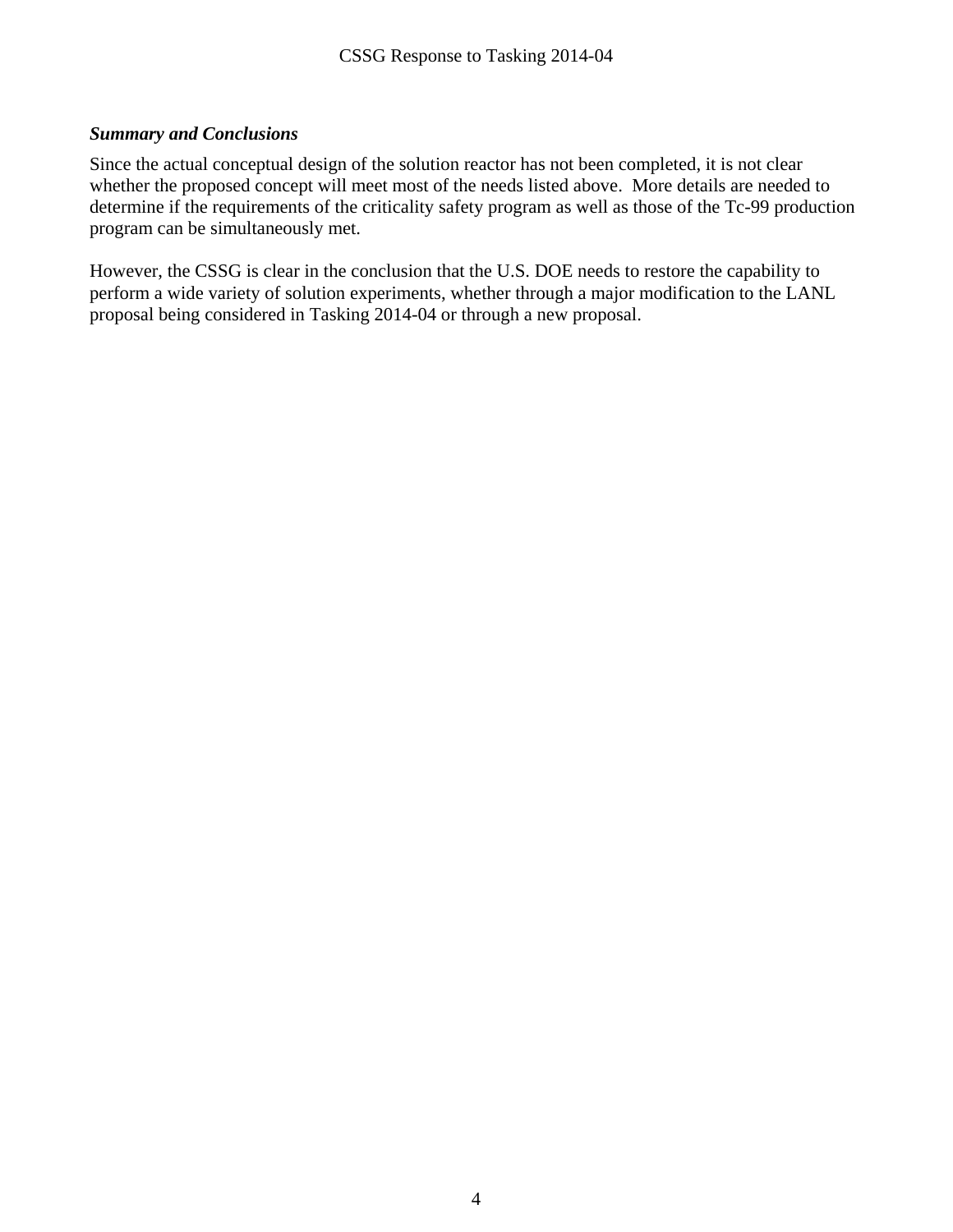***Summary and Conclusions***

Since the actual conceptual design of the solution reactor has not been completed, it is not clear whether the proposed concept will meet most of the needs listed above. More details are needed to determine if the requirements of the criticality safety program as well as those of the Tc-99 production program can be simultaneously met.

However, the CSSG is clear in the conclusion that the U.S. DOE needs to restore the capability to perform a wide variety of solution experiments, whether through a major modification to the LANL proposal being considered in Tasking 2014-04 or through a new proposal.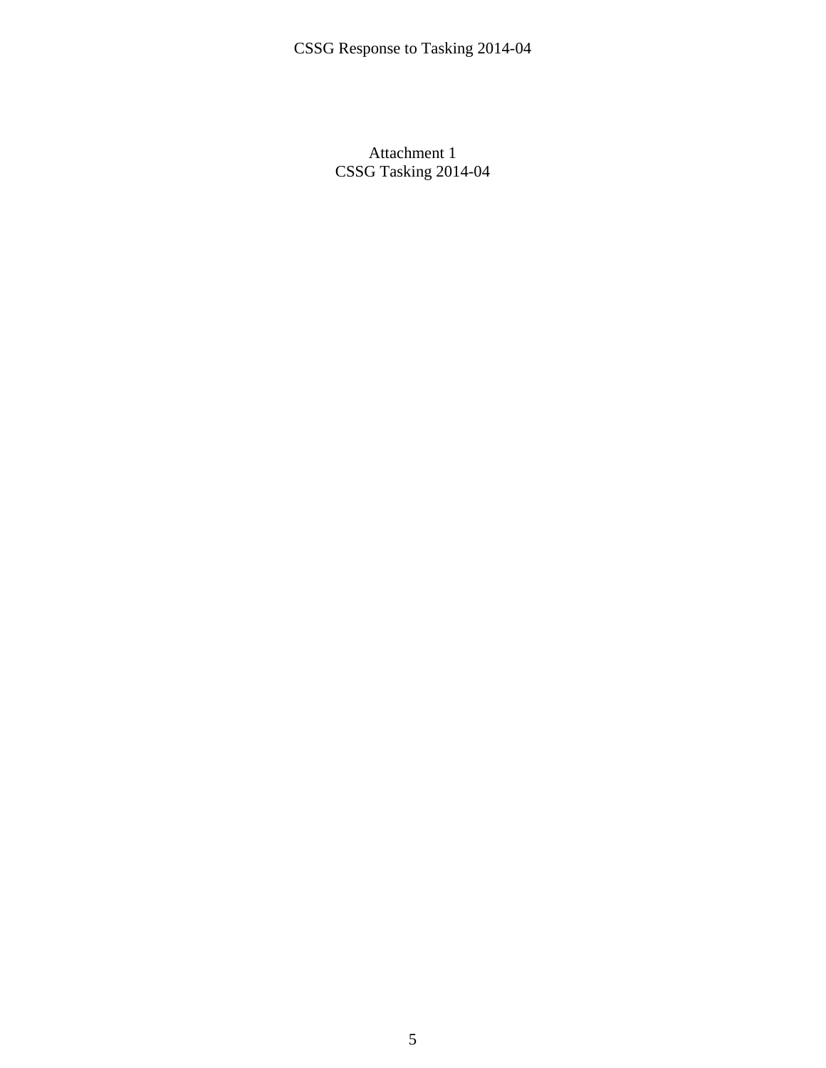Attachment 1
CSSG Tasking 2014-04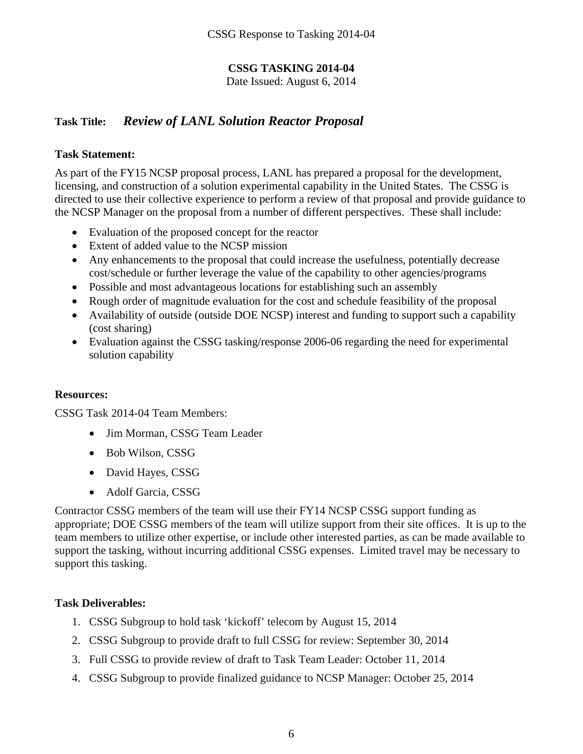**CSSG TASKING 2014-04**

Date Issued: August 6, 2014

**Task Title:** ***Review of LANL Solution Reactor Proposal***

**Task Statement:**

As part of the FY15 NCSP proposal process, LANL has prepared a proposal for the development, licensing, and construction of a solution experimental capability in the United States. The CSSG is directed to use their collective experience to perform a review of that proposal and provide guidance to the NCSP Manager on the proposal from a number of different perspectives. These shall include:

- Evaluation of the proposed concept for the reactor
- Extent of added value to the NCSP mission
- Any enhancements to the proposal that could increase the usefulness, potentially decrease cost/schedule or further leverage the value of the capability to other agencies/programs
- Possible and most advantageous locations for establishing such an assembly
- Rough order of magnitude evaluation for the cost and schedule feasibility of the proposal
- Availability of outside (outside DOE NCSP) interest and funding to support such a capability (cost sharing)
- Evaluation against the CSSG tasking/response 2006-06 regarding the need for experimental solution capability

**Resources:**

CSSG Task 2014-04 Team Members:

- Jim Morman, CSSG Team Leader
- Bob Wilson, CSSG
- David Hayes, CSSG
- Adolf Garcia, CSSG

Contractor CSSG members of the team will use their FY14 NCSP CSSG support funding as appropriate; DOE CSSG members of the team will utilize support from their site offices. It is up to the team members to utilize other expertise, or include other interested parties, as can be made available to support the tasking, without incurring additional CSSG expenses. Limited travel may be necessary to support this tasking.

**Task Deliverables:**

1. CSSG Subgroup to hold task 'kickoff' telecom by August 15, 2014
2. CSSG Subgroup to provide draft to full CSSG for review: September 30, 2014
3. Full CSSG to provide review of draft to Task Team Leader: October 11, 2014
4. CSSG Subgroup to provide finalized guidance to NCSP Manager: October 25, 2014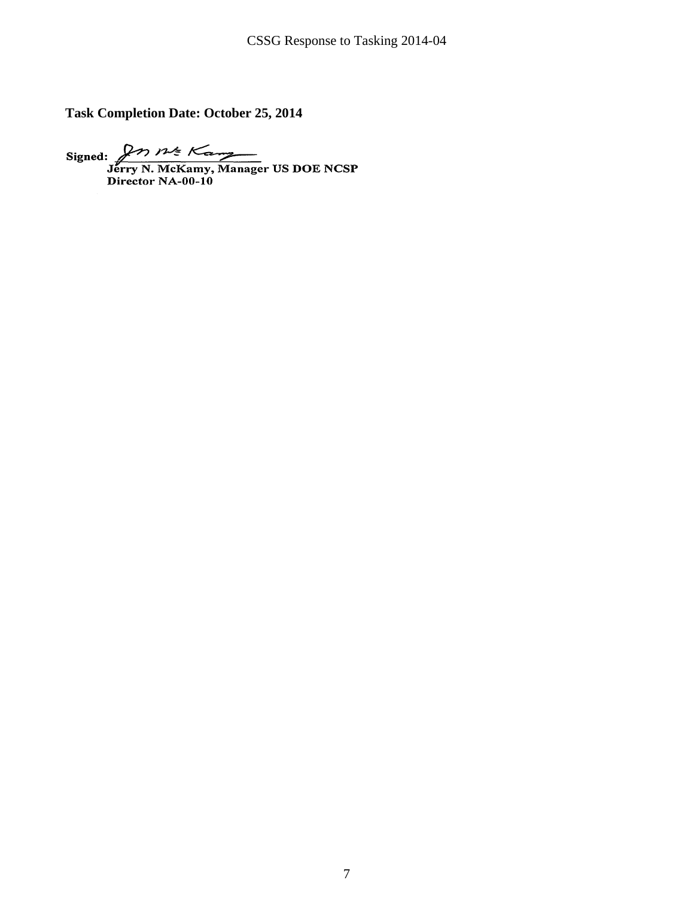**Task Completion Date: October 25, 2014**

**Signed:** ______________________

**Jerry N. McKamy, Manager US DOE NCSP**
**Director NA-00-10**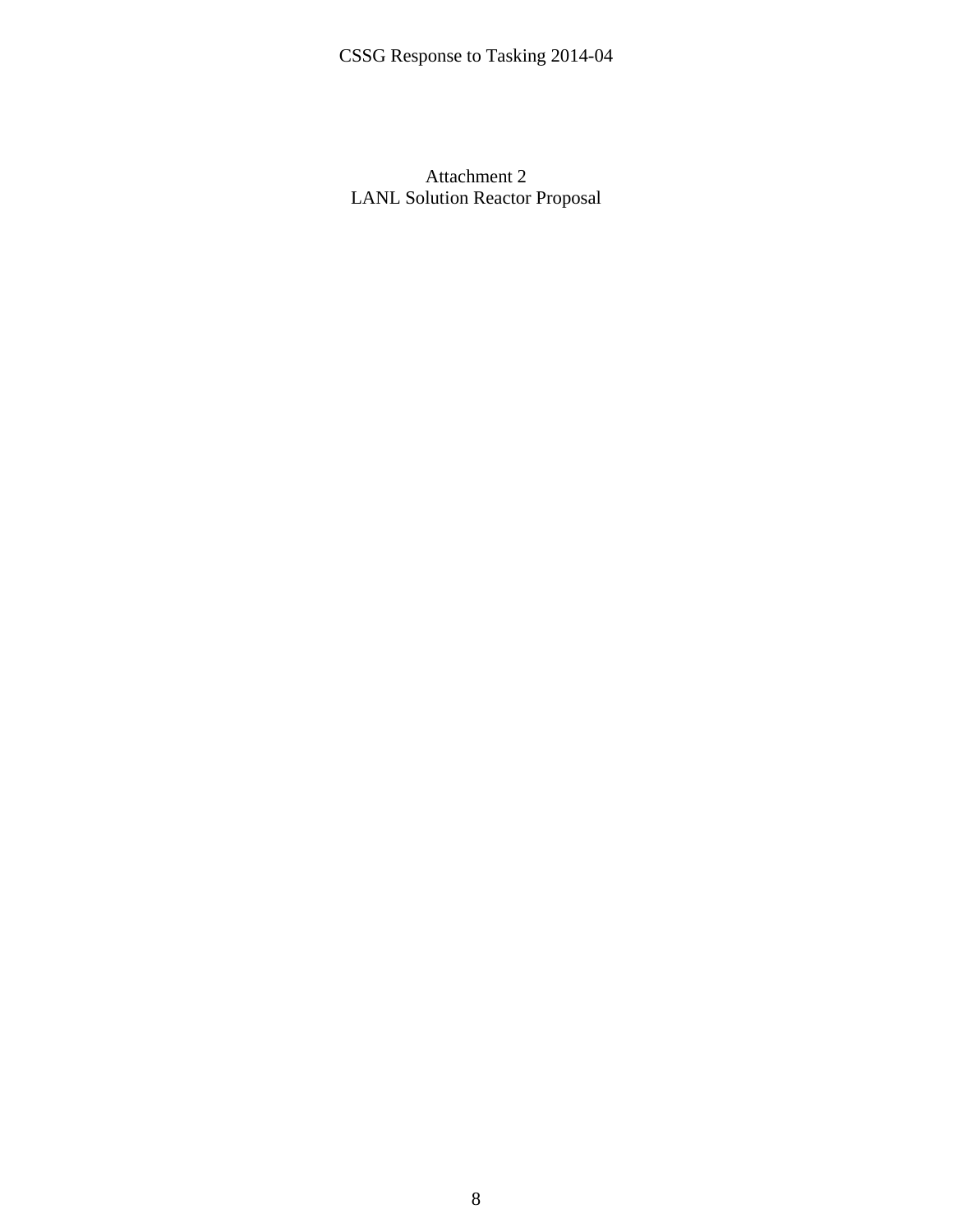Attachment 2
LANL Solution Reactor Proposal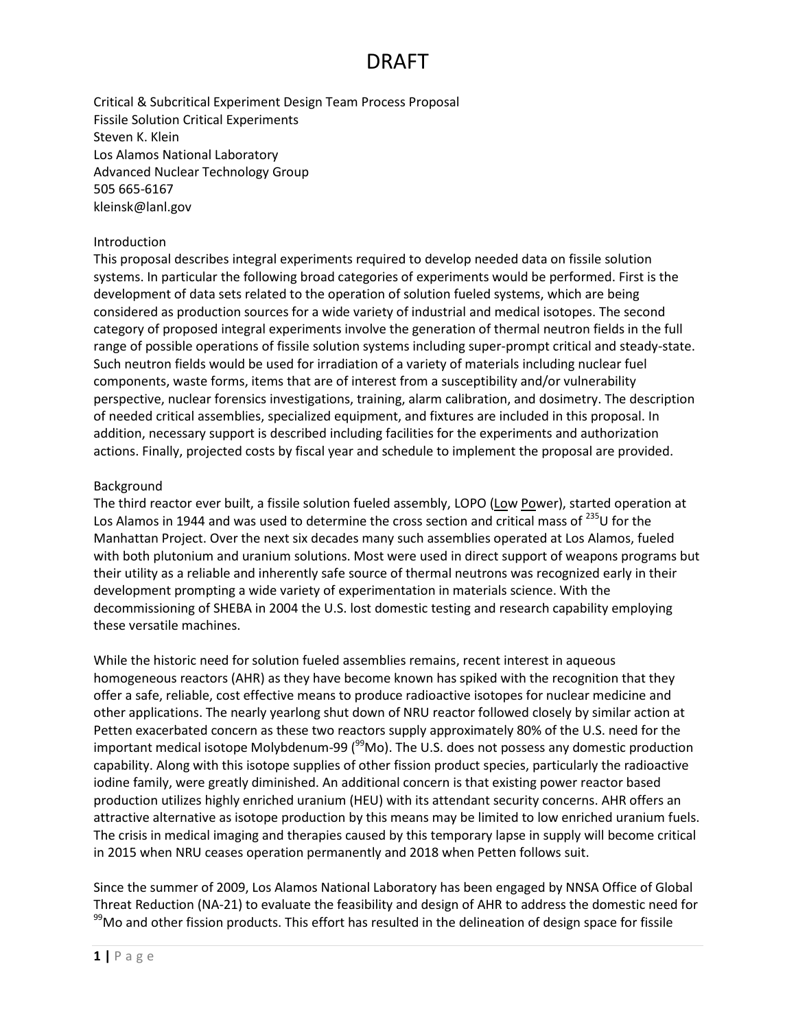# DRAFT

Critical & Subcritical Experiment Design Team Process Proposal
Fissile Solution Critical Experiments
Steven K. Klein
Los Alamos National Laboratory
Advanced Nuclear Technology Group
505 665-6167
kleinsk@lanl.gov

## Introduction

This proposal describes integral experiments required to develop needed data on fissile solution systems. In particular the following broad categories of experiments would be performed. First is the development of data sets related to the operation of solution fueled systems, which are being considered as production sources for a wide variety of industrial and medical isotopes. The second category of proposed integral experiments involve the generation of thermal neutron fields in the full range of possible operations of fissile solution systems including super-prompt critical and steady-state. Such neutron fields would be used for irradiation of a variety of materials including nuclear fuel components, waste forms, items that are of interest from a susceptibility and/or vulnerability perspective, nuclear forensics investigations, training, alarm calibration, and dosimetry. The description of needed critical assemblies, specialized equipment, and fixtures are included in this proposal. In addition, necessary support is described including facilities for the experiments and authorization actions. Finally, projected costs by fiscal year and schedule to implement the proposal are provided.

## Background

The third reactor ever built, a fissile solution fueled assembly, LOPO (Low Power), started operation at Los Alamos in 1944 and was used to determine the cross section and critical mass of $^{235}U$ for the Manhattan Project. Over the next six decades many such assemblies operated at Los Alamos, fueled with both plutonium and uranium solutions. Most were used in direct support of weapons programs but their utility as a reliable and inherently safe source of thermal neutrons was recognized early in their development prompting a wide variety of experimentation in materials science. With the decommissioning of SHEBA in 2004 the U.S. lost domestic testing and research capability employing these versatile machines.

While the historic need for solution fueled assemblies remains, recent interest in aqueous homogeneous reactors (AHR) as they have become known has spiked with the recognition that they offer a safe, reliable, cost effective means to produce radioactive isotopes for nuclear medicine and other applications. The nearly yearlong shut down of NRU reactor followed closely by similar action at Petten exacerbated concern as these two reactors supply approximately 80% of the U.S. need for the important medical isotope Molybdenum-99 ($^{99}Mo$). The U.S. does not possess any domestic production capability. Along with this isotope supplies of other fission product species, particularly the radioactive iodine family, were greatly diminished. An additional concern is that existing power reactor based production utilizes highly enriched uranium (HEU) with its attendant security concerns. AHR offers an attractive alternative as isotope production by this means may be limited to low enriched uranium fuels. The crisis in medical imaging and therapies caused by this temporary lapse in supply will become critical in 2015 when NRU ceases operation permanently and 2018 when Petten follows suit.

Since the summer of 2009, Los Alamos National Laboratory has been engaged by NNSA Office of Global Threat Reduction (NA-21) to evaluate the feasibility and design of AHR to address the domestic need for $^{99}Mo$ and other fission products. This effort has resulted in the delineation of design space for fissile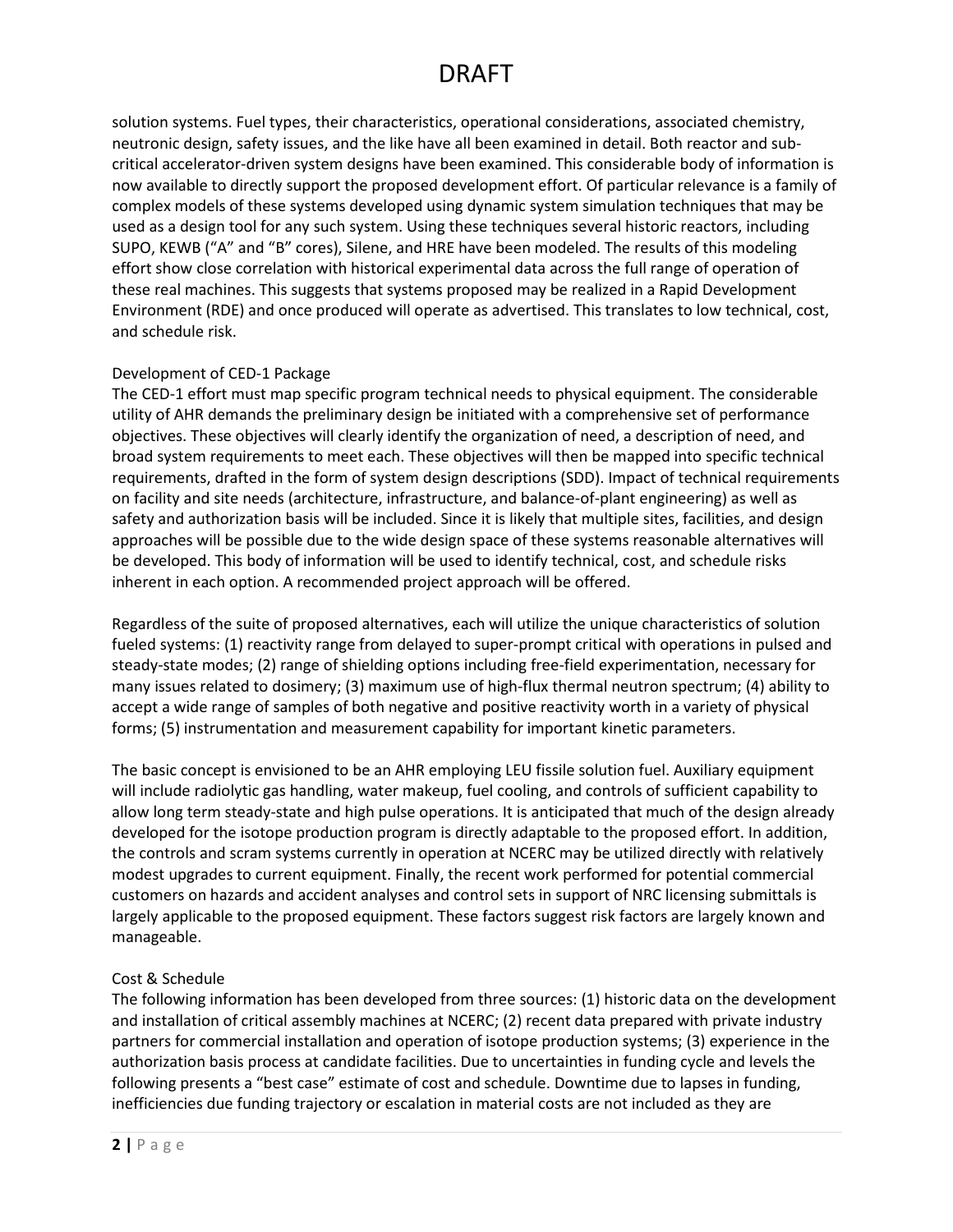solution systems. Fuel types, their characteristics, operational considerations, associated chemistry, neutronic design, safety issues, and the like have all been examined in detail. Both reactor and sub-critical accelerator-driven system designs have been examined. This considerable body of information is now available to directly support the proposed development effort. Of particular relevance is a family of complex models of these systems developed using dynamic system simulation techniques that may be used as a design tool for any such system. Using these techniques several historic reactors, including SUPO, KEWB ("A" and "B" cores), Silene, and HRE have been modeled. The results of this modeling effort show close correlation with historical experimental data across the full range of operation of these real machines. This suggests that systems proposed may be realized in a Rapid Development Environment (RDE) and once produced will operate as advertised. This translates to low technical, cost, and schedule risk.

Development of CED-1 Package

The CED-1 effort must map specific program technical needs to physical equipment. The considerable utility of AHR demands the preliminary design be initiated with a comprehensive set of performance objectives. These objectives will clearly identify the organization of need, a description of need, and broad system requirements to meet each. These objectives will then be mapped into specific technical requirements, drafted in the form of system design descriptions (SDD). Impact of technical requirements on facility and site needs (architecture, infrastructure, and balance-of-plant engineering) as well as safety and authorization basis will be included. Since it is likely that multiple sites, facilities, and design approaches will be possible due to the wide design space of these systems reasonable alternatives will be developed. This body of information will be used to identify technical, cost, and schedule risks inherent in each option. A recommended project approach will be offered.

Regardless of the suite of proposed alternatives, each will utilize the unique characteristics of solution fueled systems: (1) reactivity range from delayed to super-prompt critical with operations in pulsed and steady-state modes; (2) range of shielding options including free-field experimentation, necessary for many issues related to dosimery; (3) maximum use of high-flux thermal neutron spectrum; (4) ability to accept a wide range of samples of both negative and positive reactivity worth in a variety of physical forms; (5) instrumentation and measurement capability for important kinetic parameters.

The basic concept is envisioned to be an AHR employing LEU fissile solution fuel. Auxiliary equipment will include radiolytic gas handling, water makeup, fuel cooling, and controls of sufficient capability to allow long term steady-state and high pulse operations. It is anticipated that much of the design already developed for the isotope production program is directly adaptable to the proposed effort. In addition, the controls and scram systems currently in operation at NCERC may be utilized directly with relatively modest upgrades to current equipment. Finally, the recent work performed for potential commercial customers on hazards and accident analyses and control sets in support of NRC licensing submittals is largely applicable to the proposed equipment. These factors suggest risk factors are largely known and manageable.

Cost & Schedule

The following information has been developed from three sources: (1) historic data on the development and installation of critical assembly machines at NCERC; (2) recent data prepared with private industry partners for commercial installation and operation of isotope production systems; (3) experience in the authorization basis process at candidate facilities. Due to uncertainties in funding cycle and levels the following presents a "best case" estimate of cost and schedule. Downtime due to lapses in funding, inefficiencies due funding trajectory or escalation in material costs are not included as they are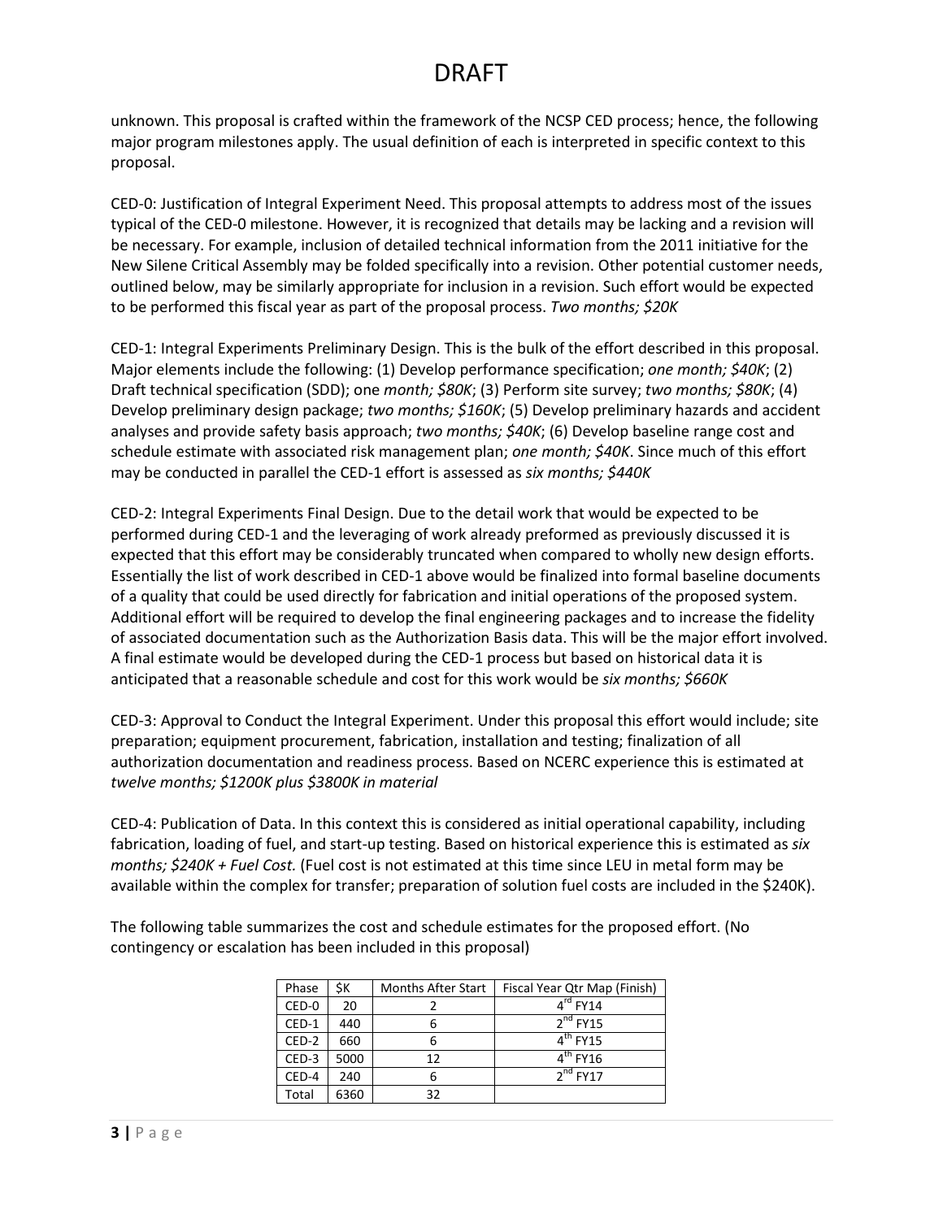# DRAFT

unknown. This proposal is crafted within the framework of the NCSP CED process; hence, the following major program milestones apply. The usual definition of each is interpreted in specific context to this proposal.

CED-0: Justification of Integral Experiment Need. This proposal attempts to address most of the issues typical of the CED-0 milestone. However, it is recognized that details may be lacking and a revision will be necessary. For example, inclusion of detailed technical information from the 2011 initiative for the New Silene Critical Assembly may be folded specifically into a revision. Other potential customer needs, outlined below, may be similarly appropriate for inclusion in a revision. Such effort would be expected to be performed this fiscal year as part of the proposal process. *Two months; $20K*

CED-1: Integral Experiments Preliminary Design. This is the bulk of the effort described in this proposal. Major elements include the following: (1) Develop performance specification; *one month; $40K*; (2) Draft technical specification (SDD); one *month; $80K*; (3) Perform site survey; *two months; $80K*; (4) Develop preliminary design package; *two months; $160K*; (5) Develop preliminary hazards and accident analyses and provide safety basis approach; *two months; $40K*; (6) Develop baseline range cost and schedule estimate with associated risk management plan; *one month; $40K*. Since much of this effort may be conducted in parallel the CED-1 effort is assessed as *six months; $440K*

CED-2: Integral Experiments Final Design. Due to the detail work that would be expected to be performed during CED-1 and the leveraging of work already preformed as previously discussed it is expected that this effort may be considerably truncated when compared to wholly new design efforts. Essentially the list of work described in CED-1 above would be finalized into formal baseline documents of a quality that could be used directly for fabrication and initial operations of the proposed system. Additional effort will be required to develop the final engineering packages and to increase the fidelity of associated documentation such as the Authorization Basis data. This will be the major effort involved. A final estimate would be developed during the CED-1 process but based on historical data it is anticipated that a reasonable schedule and cost for this work would be *six months; $660K*

CED-3: Approval to Conduct the Integral Experiment. Under this proposal this effort would include; site preparation; equipment procurement, fabrication, installation and testing; finalization of all authorization documentation and readiness process. Based on NCERC experience this is estimated at *twelve months; $1200K plus $3800K in material*

CED-4: Publication of Data. In this context this is considered as initial operational capability, including fabrication, loading of fuel, and start-up testing. Based on historical experience this is estimated as *six months; $240K + Fuel Cost.* (Fuel cost is not estimated at this time since LEU in metal form may be available within the complex for transfer; preparation of solution fuel costs are included in the $240K).

The following table summarizes the cost and schedule estimates for the proposed effort. (No contingency or escalation has been included in this proposal)

| Phase | $K | Months After Start | Fiscal Year Qtr Map (Finish) |
|---|---|---|---|
| CED-0 | 20 | 2 | 4th FY14 |
| CED-1 | 440 | 6 | 2nd FY15 |
| CED-2 | 660 | 6 | 4th FY15 |
| CED-3 | 5000 | 12 | 4th FY16 |
| CED-4 | 240 | 6 | 2nd FY17 |
| Total | 6360 | 32 | |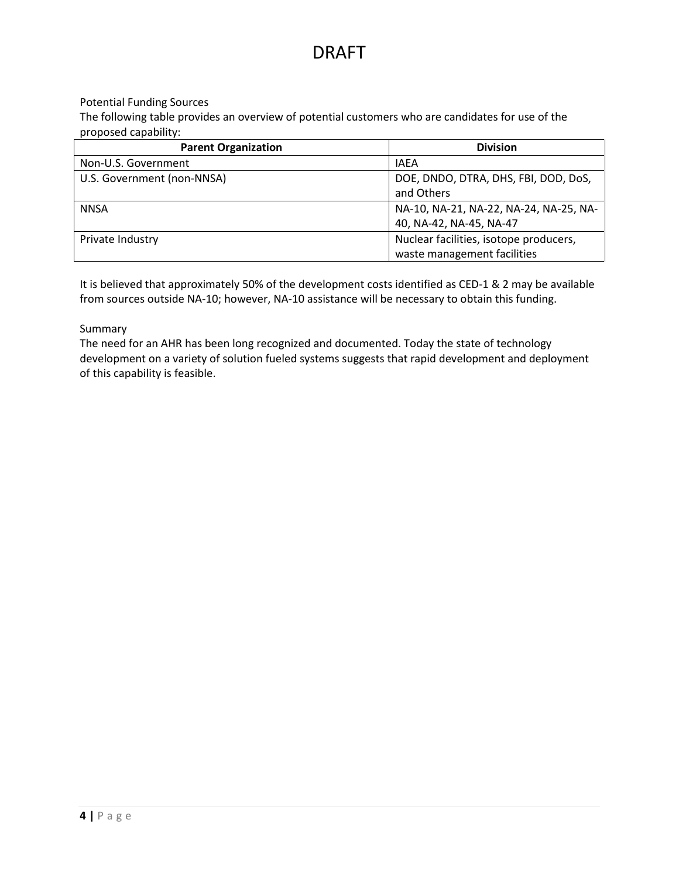Potential Funding Sources

The following table provides an overview of potential customers who are candidates for use of the proposed capability:

| Parent Organization | Division |
|---|---|
| Non-U.S. Government | IAEA |
| U.S. Government (non-NNSA) | DOE, DNDO, DTRA, DHS, FBI, DOD, DoS, and Others |
| NNSA | NA-10, NA-21, NA-22, NA-24, NA-25, NA-40, NA-42, NA-45, NA-47 |
| Private Industry | Nuclear facilities, isotope producers, waste management facilities |

It is believed that approximately 50% of the development costs identified as CED-1 & 2 may be available from sources outside NA-10; however, NA-10 assistance will be necessary to obtain this funding.

Summary

The need for an AHR has been long recognized and documented. Today the state of technology development on a variety of solution fueled systems suggests that rapid development and deployment of this capability is feasible.